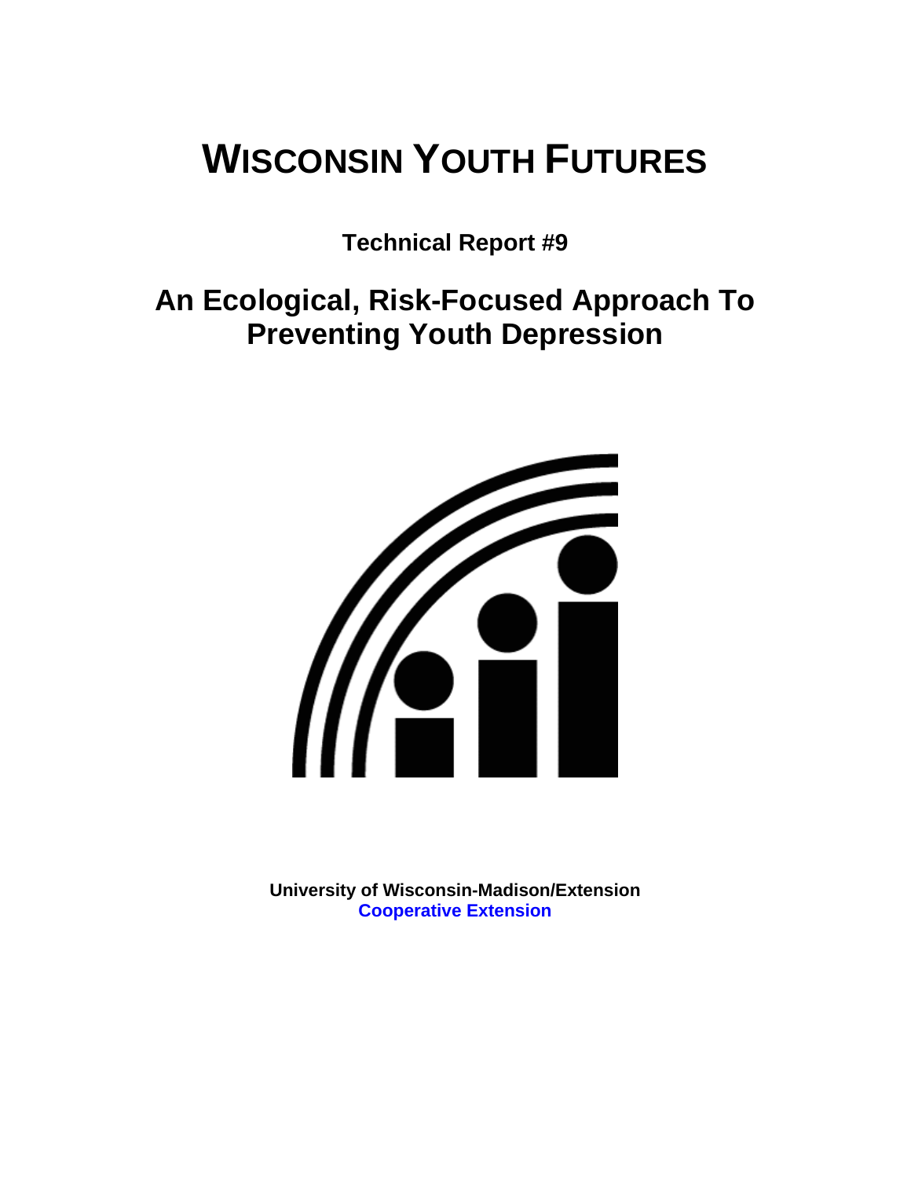# WISCONSIN YOUTH FUTURES

**Technical Report #9**

## An Ecological, Risk-Focused Approach To Preventing Youth Depression

**University of Wisconsin-Madison/Extension**
**Cooperative Extension**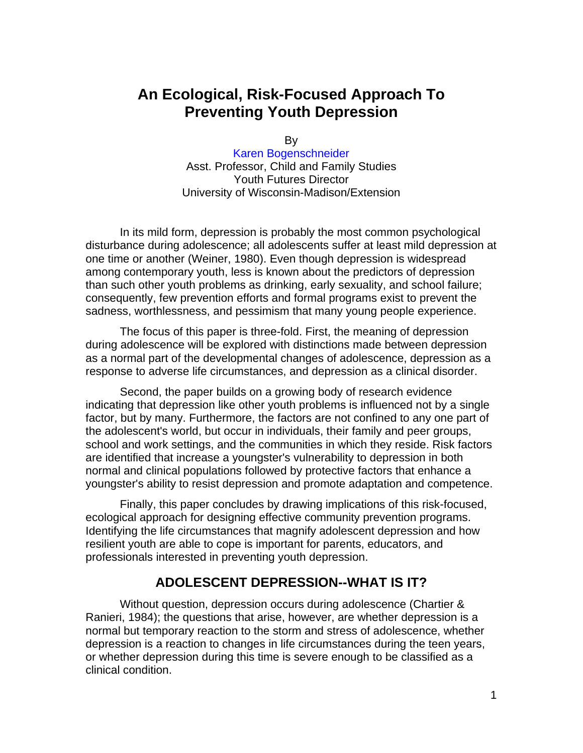# An Ecological, Risk-Focused Approach To Preventing Youth Depression

By

Karen Bogenschneider
Asst. Professor, Child and Family Studies
Youth Futures Director
University of Wisconsin-Madison/Extension

In its mild form, depression is probably the most common psychological disturbance during adolescence; all adolescents suffer at least mild depression at one time or another (Weiner, 1980). Even though depression is widespread among contemporary youth, less is known about the predictors of depression than such other youth problems as drinking, early sexuality, and school failure; consequently, few prevention efforts and formal programs exist to prevent the sadness, worthlessness, and pessimism that many young people experience.

The focus of this paper is three-fold. First, the meaning of depression during adolescence will be explored with distinctions made between depression as a normal part of the developmental changes of adolescence, depression as a response to adverse life circumstances, and depression as a clinical disorder.

Second, the paper builds on a growing body of research evidence indicating that depression like other youth problems is influenced not by a single factor, but by many. Furthermore, the factors are not confined to any one part of the adolescent's world, but occur in individuals, their family and peer groups, school and work settings, and the communities in which they reside. Risk factors are identified that increase a youngster's vulnerability to depression in both normal and clinical populations followed by protective factors that enhance a youngster's ability to resist depression and promote adaptation and competence.

Finally, this paper concludes by drawing implications of this risk-focused, ecological approach for designing effective community prevention programs. Identifying the life circumstances that magnify adolescent depression and how resilient youth are able to cope is important for parents, educators, and professionals interested in preventing youth depression.

## ADOLESCENT DEPRESSION--WHAT IS IT?

Without question, depression occurs during adolescence (Chartier & Ranieri, 1984); the questions that arise, however, are whether depression is a normal but temporary reaction to the storm and stress of adolescence, whether depression is a reaction to changes in life circumstances during the teen years, or whether depression during this time is severe enough to be classified as a clinical condition.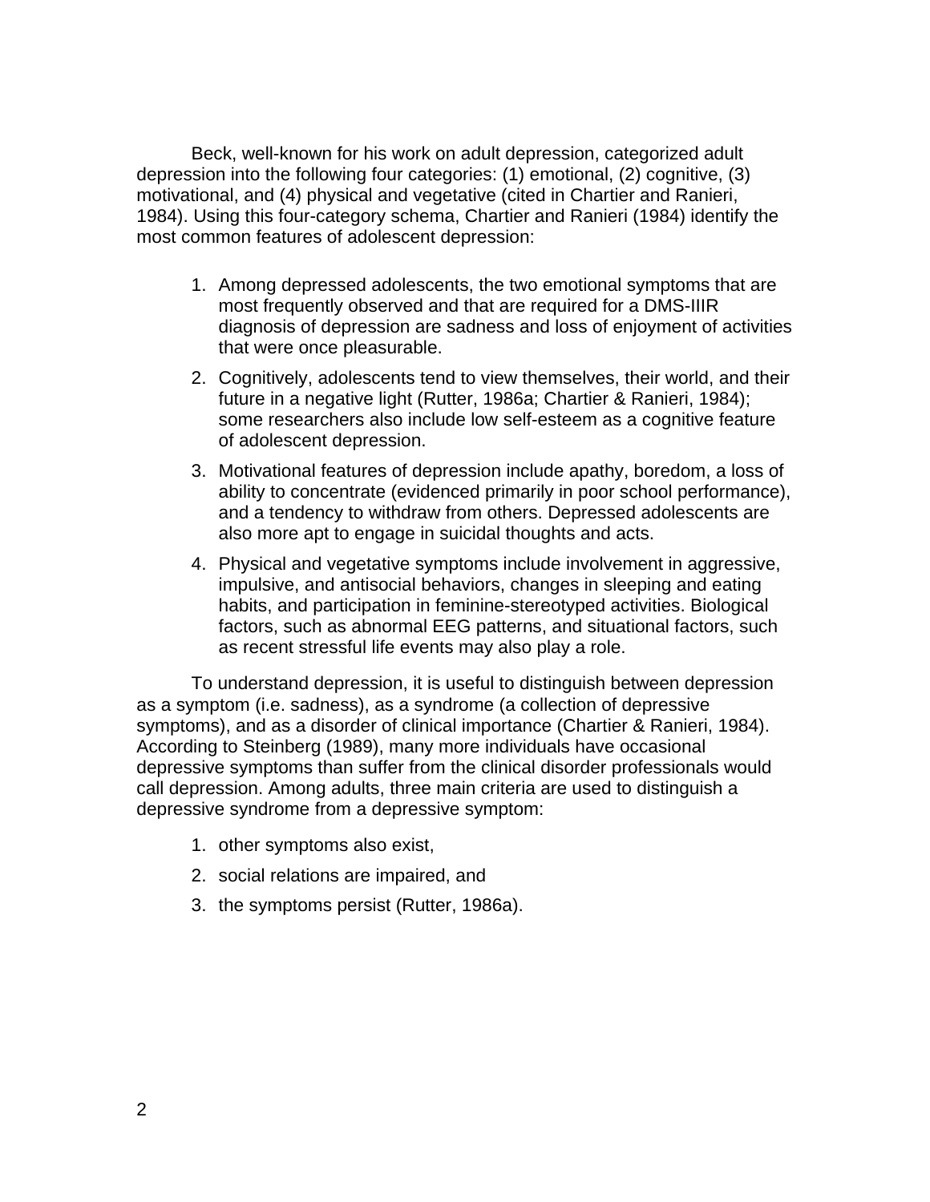Beck, well-known for his work on adult depression, categorized adult depression into the following four categories: (1) emotional, (2) cognitive, (3) motivational, and (4) physical and vegetative (cited in Chartier and Ranieri, 1984). Using this four-category schema, Chartier and Ranieri (1984) identify the most common features of adolescent depression:

1. Among depressed adolescents, the two emotional symptoms that are most frequently observed and that are required for a DMS-IIIR diagnosis of depression are sadness and loss of enjoyment of activities that were once pleasurable.
2. Cognitively, adolescents tend to view themselves, their world, and their future in a negative light (Rutter, 1986a; Chartier & Ranieri, 1984); some researchers also include low self-esteem as a cognitive feature of adolescent depression.
3. Motivational features of depression include apathy, boredom, a loss of ability to concentrate (evidenced primarily in poor school performance), and a tendency to withdraw from others. Depressed adolescents are also more apt to engage in suicidal thoughts and acts.
4. Physical and vegetative symptoms include involvement in aggressive, impulsive, and antisocial behaviors, changes in sleeping and eating habits, and participation in feminine-stereotyped activities. Biological factors, such as abnormal EEG patterns, and situational factors, such as recent stressful life events may also play a role.

To understand depression, it is useful to distinguish between depression as a symptom (i.e. sadness), as a syndrome (a collection of depressive symptoms), and as a disorder of clinical importance (Chartier & Ranieri, 1984). According to Steinberg (1989), many more individuals have occasional depressive symptoms than suffer from the clinical disorder professionals would call depression. Among adults, three main criteria are used to distinguish a depressive syndrome from a depressive symptom:

1. other symptoms also exist,
2. social relations are impaired, and
3. the symptoms persist (Rutter, 1986a).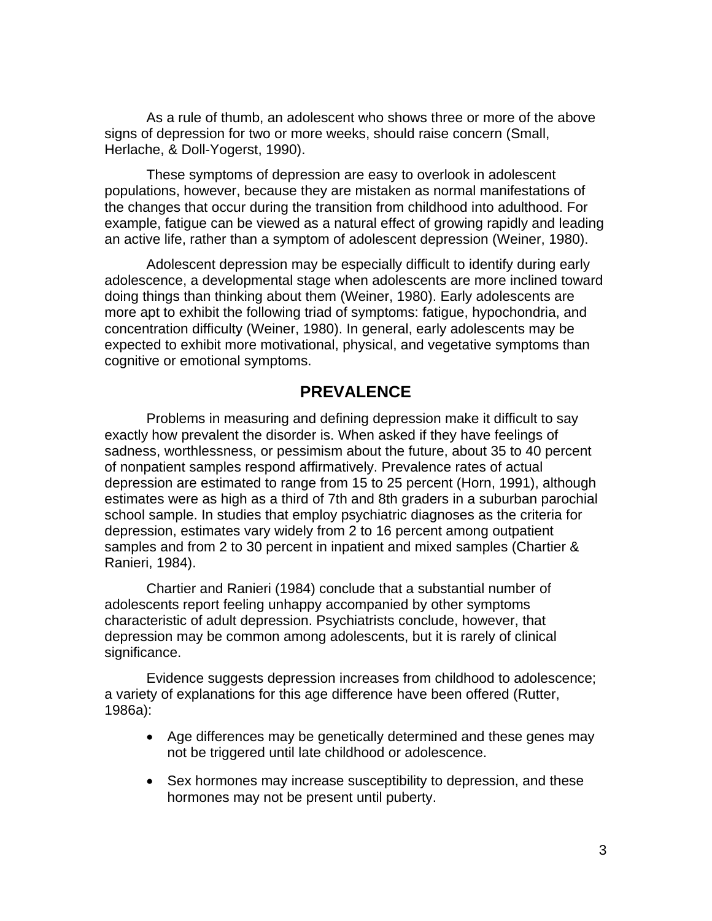As a rule of thumb, an adolescent who shows three or more of the above signs of depression for two or more weeks, should raise concern (Small, Herlache, & Doll-Yogerst, 1990).

These symptoms of depression are easy to overlook in adolescent populations, however, because they are mistaken as normal manifestations of the changes that occur during the transition from childhood into adulthood. For example, fatigue can be viewed as a natural effect of growing rapidly and leading an active life, rather than a symptom of adolescent depression (Weiner, 1980).

Adolescent depression may be especially difficult to identify during early adolescence, a developmental stage when adolescents are more inclined toward doing things than thinking about them (Weiner, 1980). Early adolescents are more apt to exhibit the following triad of symptoms: fatigue, hypochondria, and concentration difficulty (Weiner, 1980). In general, early adolescents may be expected to exhibit more motivational, physical, and vegetative symptoms than cognitive or emotional symptoms.

## PREVALENCE

Problems in measuring and defining depression make it difficult to say exactly how prevalent the disorder is. When asked if they have feelings of sadness, worthlessness, or pessimism about the future, about 35 to 40 percent of nonpatient samples respond affirmatively. Prevalence rates of actual depression are estimated to range from 15 to 25 percent (Horn, 1991), although estimates were as high as a third of 7th and 8th graders in a suburban parochial school sample. In studies that employ psychiatric diagnoses as the criteria for depression, estimates vary widely from 2 to 16 percent among outpatient samples and from 2 to 30 percent in inpatient and mixed samples (Chartier & Ranieri, 1984).

Chartier and Ranieri (1984) conclude that a substantial number of adolescents report feeling unhappy accompanied by other symptoms characteristic of adult depression. Psychiatrists conclude, however, that depression may be common among adolescents, but it is rarely of clinical significance.

Evidence suggests depression increases from childhood to adolescence; a variety of explanations for this age difference have been offered (Rutter, 1986a):

- Age differences may be genetically determined and these genes may not be triggered until late childhood or adolescence.
- Sex hormones may increase susceptibility to depression, and these hormones may not be present until puberty.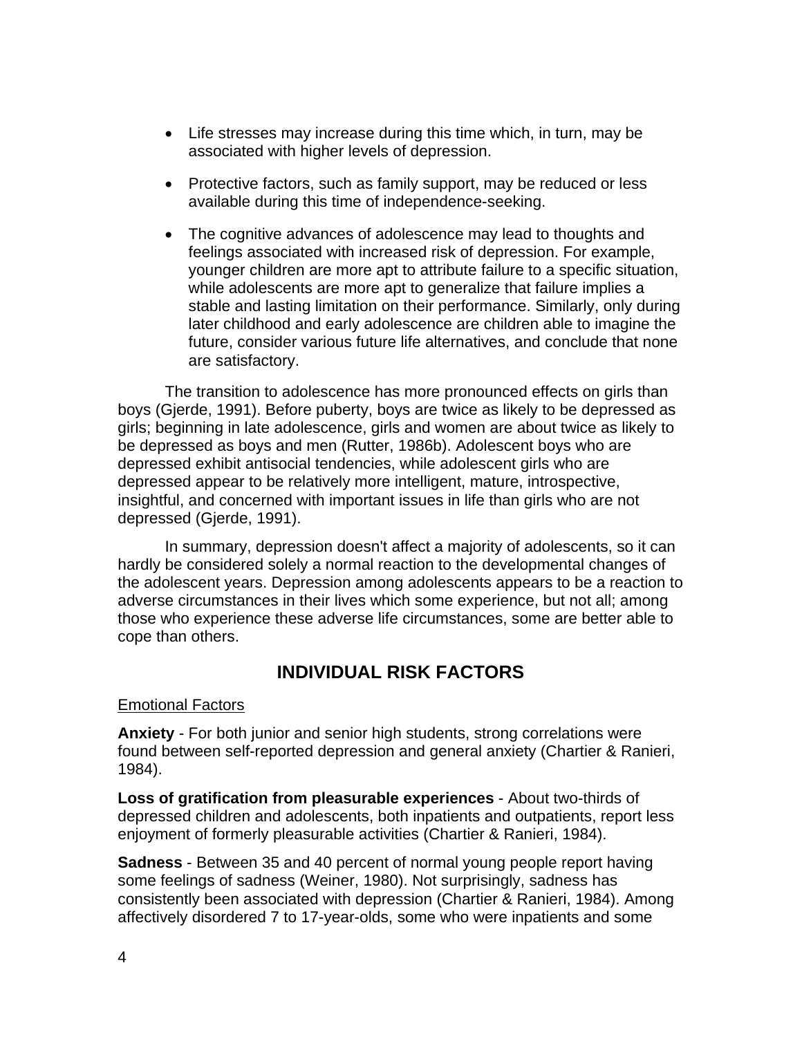- Life stresses may increase during this time which, in turn, may be associated with higher levels of depression.

- Protective factors, such as family support, may be reduced or less available during this time of independence-seeking.

- The cognitive advances of adolescence may lead to thoughts and feelings associated with increased risk of depression. For example, younger children are more apt to attribute failure to a specific situation, while adolescents are more apt to generalize that failure implies a stable and lasting limitation on their performance. Similarly, only during later childhood and early adolescence are children able to imagine the future, consider various future life alternatives, and conclude that none are satisfactory.

The transition to adolescence has more pronounced effects on girls than boys (Gjerde, 1991). Before puberty, boys are twice as likely to be depressed as girls; beginning in late adolescence, girls and women are about twice as likely to be depressed as boys and men (Rutter, 1986b). Adolescent boys who are depressed exhibit antisocial tendencies, while adolescent girls who are depressed appear to be relatively more intelligent, mature, introspective, insightful, and concerned with important issues in life than girls who are not depressed (Gjerde, 1991).

In summary, depression doesn't affect a majority of adolescents, so it can hardly be considered solely a normal reaction to the developmental changes of the adolescent years. Depression among adolescents appears to be a reaction to adverse circumstances in their lives which some experience, but not all; among those who experience these adverse life circumstances, some are better able to cope than others.

## INDIVIDUAL RISK FACTORS

<u>Emotional Factors</u>

**Anxiety** - For both junior and senior high students, strong correlations were found between self-reported depression and general anxiety (Chartier & Ranieri, 1984).

**Loss of gratification from pleasurable experiences** - About two-thirds of depressed children and adolescents, both inpatients and outpatients, report less enjoyment of formerly pleasurable activities (Chartier & Ranieri, 1984).

**Sadness** - Between 35 and 40 percent of normal young people report having some feelings of sadness (Weiner, 1980). Not surprisingly, sadness has consistently been associated with depression (Chartier & Ranieri, 1984). Among affectively disordered 7 to 17-year-olds, some who were inpatients and some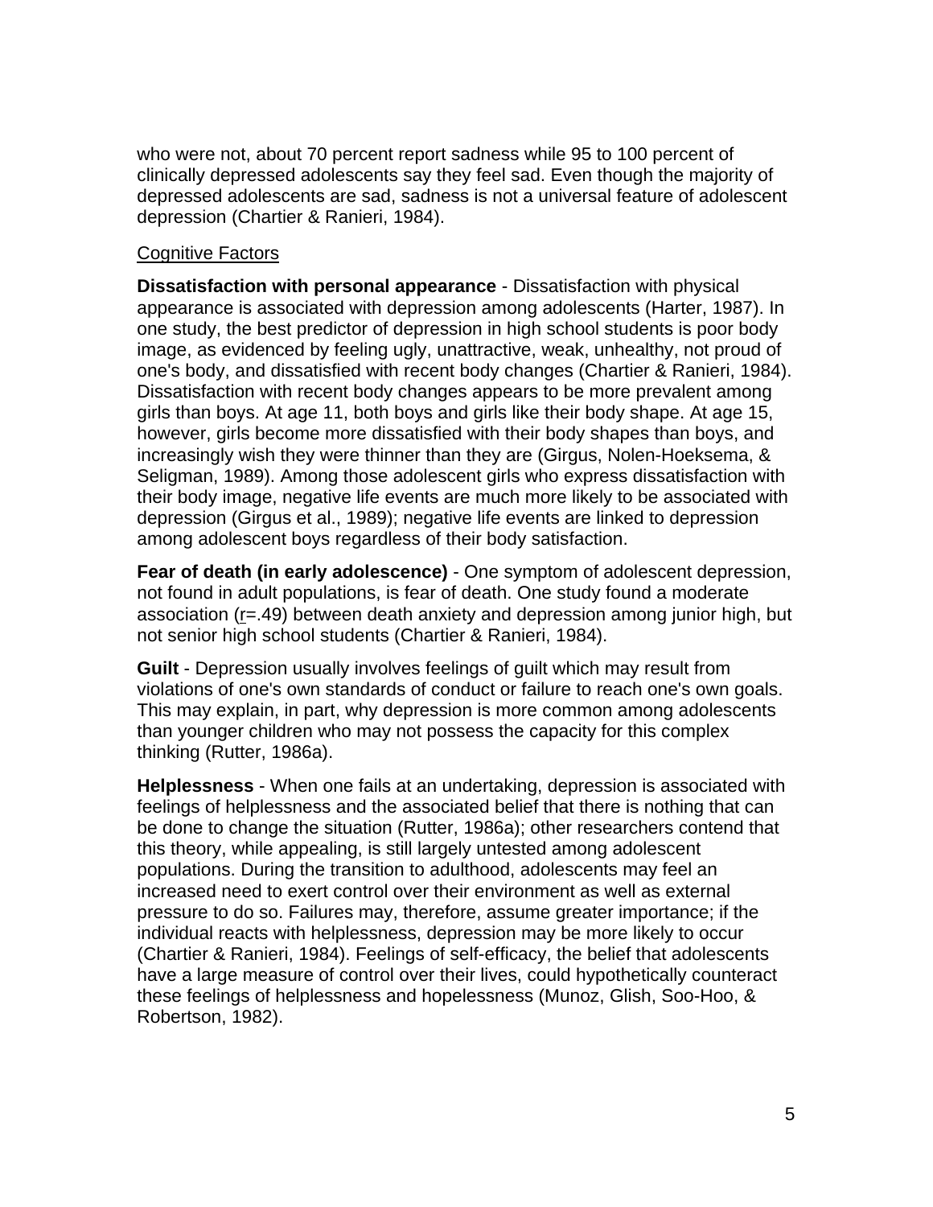who were not, about 70 percent report sadness while 95 to 100 percent of clinically depressed adolescents say they feel sad. Even though the majority of depressed adolescents are sad, sadness is not a universal feature of adolescent depression (Chartier & Ranieri, 1984).

Cognitive Factors

**Dissatisfaction with personal appearance** - Dissatisfaction with physical appearance is associated with depression among adolescents (Harter, 1987). In one study, the best predictor of depression in high school students is poor body image, as evidenced by feeling ugly, unattractive, weak, unhealthy, not proud of one's body, and dissatisfied with recent body changes (Chartier & Ranieri, 1984). Dissatisfaction with recent body changes appears to be more prevalent among girls than boys. At age 11, both boys and girls like their body shape. At age 15, however, girls become more dissatisfied with their body shapes than boys, and increasingly wish they were thinner than they are (Girgus, Nolen-Hoeksema, & Seligman, 1989). Among those adolescent girls who express dissatisfaction with their body image, negative life events are much more likely to be associated with depression (Girgus et al., 1989); negative life events are linked to depression among adolescent boys regardless of their body satisfaction.

**Fear of death (in early adolescence)** - One symptom of adolescent depression, not found in adult populations, is fear of death. One study found a moderate association ($r$=.49) between death anxiety and depression among junior high, but not senior high school students (Chartier & Ranieri, 1984).

**Guilt** - Depression usually involves feelings of guilt which may result from violations of one's own standards of conduct or failure to reach one's own goals. This may explain, in part, why depression is more common among adolescents than younger children who may not possess the capacity for this complex thinking (Rutter, 1986a).

**Helplessness** - When one fails at an undertaking, depression is associated with feelings of helplessness and the associated belief that there is nothing that can be done to change the situation (Rutter, 1986a); other researchers contend that this theory, while appealing, is still largely untested among adolescent populations. During the transition to adulthood, adolescents may feel an increased need to exert control over their environment as well as external pressure to do so. Failures may, therefore, assume greater importance; if the individual reacts with helplessness, depression may be more likely to occur (Chartier & Ranieri, 1984). Feelings of self-efficacy, the belief that adolescents have a large measure of control over their lives, could hypothetically counteract these feelings of helplessness and hopelessness (Munoz, Glish, Soo-Hoo, & Robertson, 1982).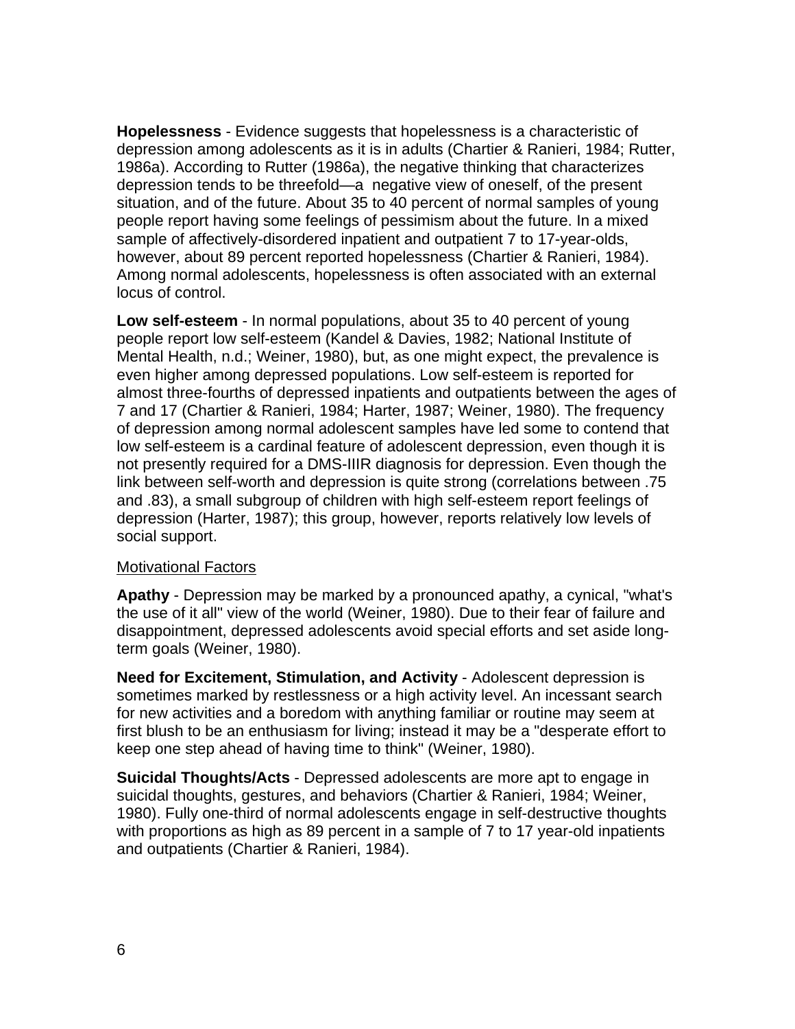**Hopelessness** - Evidence suggests that hopelessness is a characteristic of depression among adolescents as it is in adults (Chartier & Ranieri, 1984; Rutter, 1986a). According to Rutter (1986a), the negative thinking that characterizes depression tends to be threefold—a negative view of oneself, of the present situation, and of the future. About 35 to 40 percent of normal samples of young people report having some feelings of pessimism about the future. In a mixed sample of affectively-disordered inpatient and outpatient 7 to 17-year-olds, however, about 89 percent reported hopelessness (Chartier & Ranieri, 1984). Among normal adolescents, hopelessness is often associated with an external locus of control.

**Low self-esteem** - In normal populations, about 35 to 40 percent of young people report low self-esteem (Kandel & Davies, 1982; National Institute of Mental Health, n.d.; Weiner, 1980), but, as one might expect, the prevalence is even higher among depressed populations. Low self-esteem is reported for almost three-fourths of depressed inpatients and outpatients between the ages of 7 and 17 (Chartier & Ranieri, 1984; Harter, 1987; Weiner, 1980). The frequency of depression among normal adolescent samples have led some to contend that low self-esteem is a cardinal feature of adolescent depression, even though it is not presently required for a DMS-IIIR diagnosis for depression. Even though the link between self-worth and depression is quite strong (correlations between .75 and .83), a small subgroup of children with high self-esteem report feelings of depression (Harter, 1987); this group, however, reports relatively low levels of social support.

<u>Motivational Factors</u>

**Apathy** - Depression may be marked by a pronounced apathy, a cynical, "what's the use of it all" view of the world (Weiner, 1980). Due to their fear of failure and disappointment, depressed adolescents avoid special efforts and set aside long-term goals (Weiner, 1980).

**Need for Excitement, Stimulation, and Activity** - Adolescent depression is sometimes marked by restlessness or a high activity level. An incessant search for new activities and a boredom with anything familiar or routine may seem at first blush to be an enthusiasm for living; instead it may be a "desperate effort to keep one step ahead of having time to think" (Weiner, 1980).

**Suicidal Thoughts/Acts** - Depressed adolescents are more apt to engage in suicidal thoughts, gestures, and behaviors (Chartier & Ranieri, 1984; Weiner, 1980). Fully one-third of normal adolescents engage in self-destructive thoughts with proportions as high as 89 percent in a sample of 7 to 17 year-old inpatients and outpatients (Chartier & Ranieri, 1984).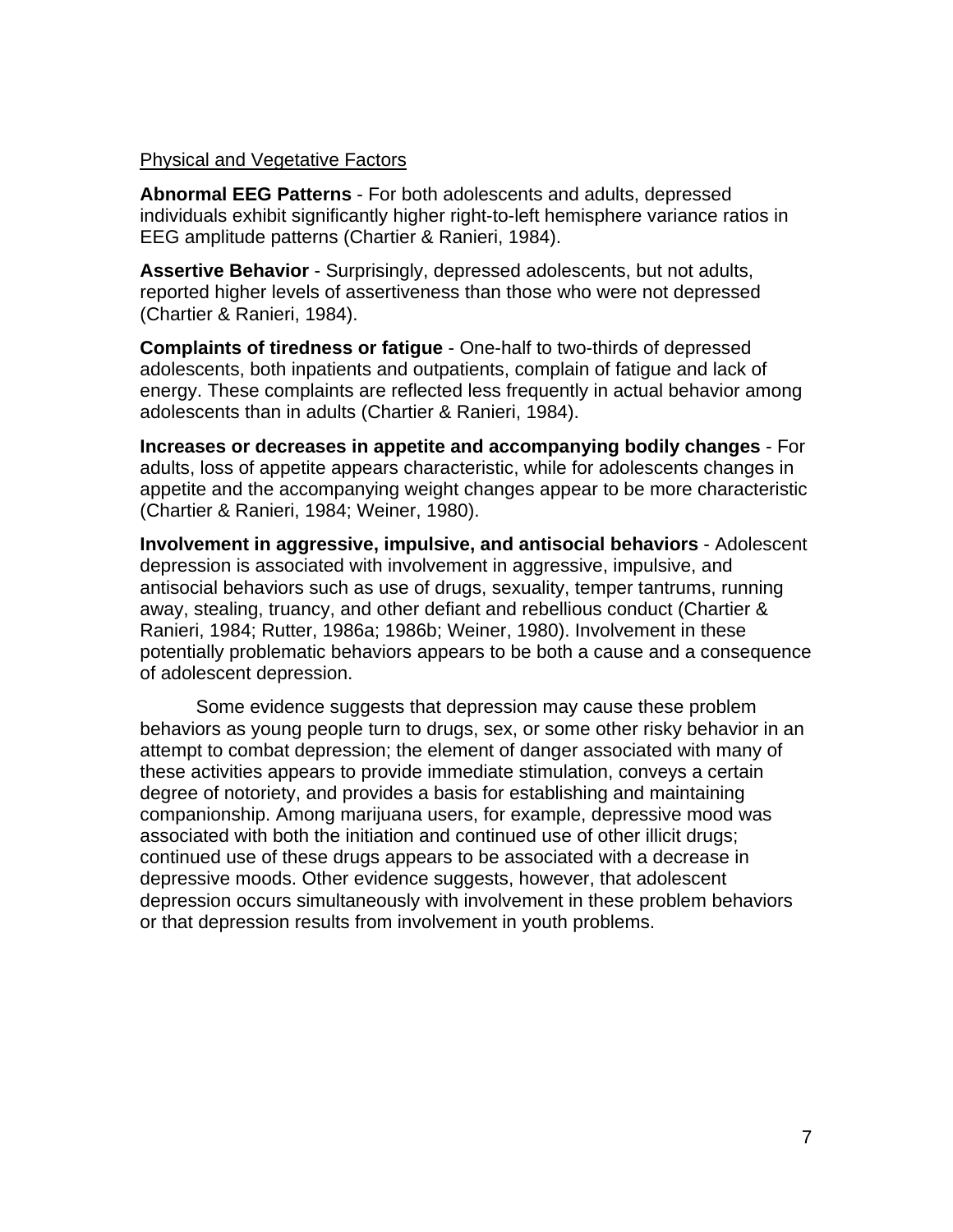Physical and Vegetative Factors

**Abnormal EEG Patterns** - For both adolescents and adults, depressed individuals exhibit significantly higher right-to-left hemisphere variance ratios in EEG amplitude patterns (Chartier & Ranieri, 1984).

**Assertive Behavior** - Surprisingly, depressed adolescents, but not adults, reported higher levels of assertiveness than those who were not depressed (Chartier & Ranieri, 1984).

**Complaints of tiredness or fatigue** - One-half to two-thirds of depressed adolescents, both inpatients and outpatients, complain of fatigue and lack of energy. These complaints are reflected less frequently in actual behavior among adolescents than in adults (Chartier & Ranieri, 1984).

**Increases or decreases in appetite and accompanying bodily changes** - For adults, loss of appetite appears characteristic, while for adolescents changes in appetite and the accompanying weight changes appear to be more characteristic (Chartier & Ranieri, 1984; Weiner, 1980).

**Involvement in aggressive, impulsive, and antisocial behaviors** - Adolescent depression is associated with involvement in aggressive, impulsive, and antisocial behaviors such as use of drugs, sexuality, temper tantrums, running away, stealing, truancy, and other defiant and rebellious conduct (Chartier & Ranieri, 1984; Rutter, 1986a; 1986b; Weiner, 1980). Involvement in these potentially problematic behaviors appears to be both a cause and a consequence of adolescent depression.

Some evidence suggests that depression may cause these problem behaviors as young people turn to drugs, sex, or some other risky behavior in an attempt to combat depression; the element of danger associated with many of these activities appears to provide immediate stimulation, conveys a certain degree of notoriety, and provides a basis for establishing and maintaining companionship. Among marijuana users, for example, depressive mood was associated with both the initiation and continued use of other illicit drugs; continued use of these drugs appears to be associated with a decrease in depressive moods. Other evidence suggests, however, that adolescent depression occurs simultaneously with involvement in these problem behaviors or that depression results from involvement in youth problems.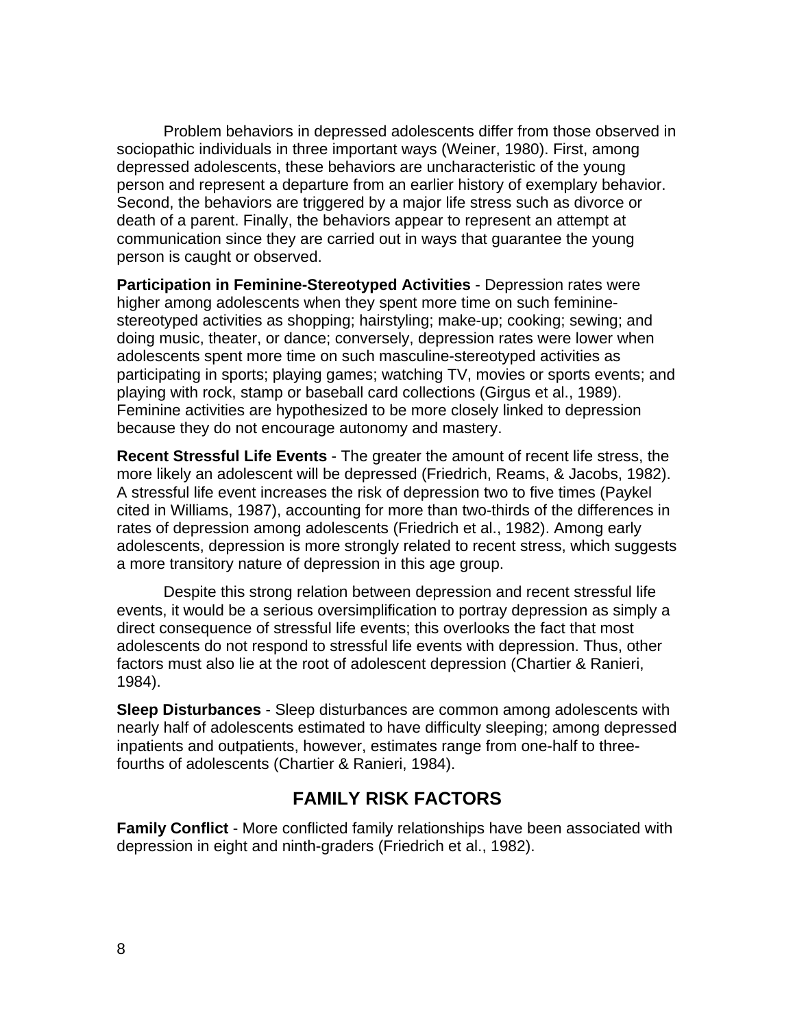Problem behaviors in depressed adolescents differ from those observed in sociopathic individuals in three important ways (Weiner, 1980). First, among depressed adolescents, these behaviors are uncharacteristic of the young person and represent a departure from an earlier history of exemplary behavior. Second, the behaviors are triggered by a major life stress such as divorce or death of a parent. Finally, the behaviors appear to represent an attempt at communication since they are carried out in ways that guarantee the young person is caught or observed.

**Participation in Feminine-Stereotyped Activities** - Depression rates were higher among adolescents when they spent more time on such feminine-stereotyped activities as shopping; hairstyling; make-up; cooking; sewing; and doing music, theater, or dance; conversely, depression rates were lower when adolescents spent more time on such masculine-stereotyped activities as participating in sports; playing games; watching TV, movies or sports events; and playing with rock, stamp or baseball card collections (Girgus et al., 1989). Feminine activities are hypothesized to be more closely linked to depression because they do not encourage autonomy and mastery.

**Recent Stressful Life Events** - The greater the amount of recent life stress, the more likely an adolescent will be depressed (Friedrich, Reams, & Jacobs, 1982). A stressful life event increases the risk of depression two to five times (Paykel cited in Williams, 1987), accounting for more than two-thirds of the differences in rates of depression among adolescents (Friedrich et al., 1982). Among early adolescents, depression is more strongly related to recent stress, which suggests a more transitory nature of depression in this age group.

Despite this strong relation between depression and recent stressful life events, it would be a serious oversimplification to portray depression as simply a direct consequence of stressful life events; this overlooks the fact that most adolescents do not respond to stressful life events with depression. Thus, other factors must also lie at the root of adolescent depression (Chartier & Ranieri, 1984).

**Sleep Disturbances** - Sleep disturbances are common among adolescents with nearly half of adolescents estimated to have difficulty sleeping; among depressed inpatients and outpatients, however, estimates range from one-half to three-fourths of adolescents (Chartier & Ranieri, 1984).

## FAMILY RISK FACTORS

**Family Conflict** - More conflicted family relationships have been associated with depression in eight and ninth-graders (Friedrich et al., 1982).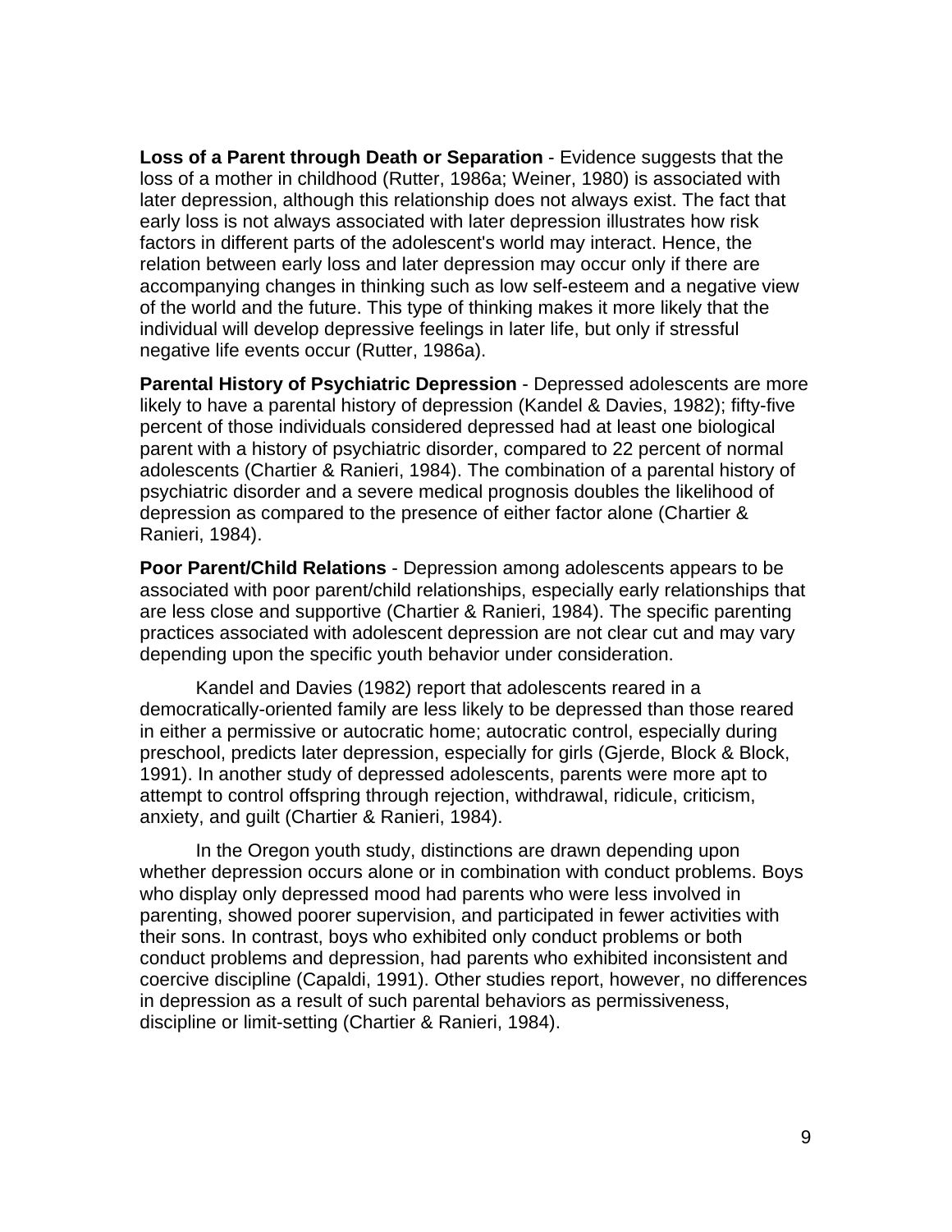**Loss of a Parent through Death or Separation** - Evidence suggests that the loss of a mother in childhood (Rutter, 1986a; Weiner, 1980) is associated with later depression, although this relationship does not always exist. The fact that early loss is not always associated with later depression illustrates how risk factors in different parts of the adolescent's world may interact. Hence, the relation between early loss and later depression may occur only if there are accompanying changes in thinking such as low self-esteem and a negative view of the world and the future. This type of thinking makes it more likely that the individual will develop depressive feelings in later life, but only if stressful negative life events occur (Rutter, 1986a).

**Parental History of Psychiatric Depression** - Depressed adolescents are more likely to have a parental history of depression (Kandel & Davies, 1982); fifty-five percent of those individuals considered depressed had at least one biological parent with a history of psychiatric disorder, compared to 22 percent of normal adolescents (Chartier & Ranieri, 1984). The combination of a parental history of psychiatric disorder and a severe medical prognosis doubles the likelihood of depression as compared to the presence of either factor alone (Chartier & Ranieri, 1984).

**Poor Parent/Child Relations** - Depression among adolescents appears to be associated with poor parent/child relationships, especially early relationships that are less close and supportive (Chartier & Ranieri, 1984). The specific parenting practices associated with adolescent depression are not clear cut and may vary depending upon the specific youth behavior under consideration.

Kandel and Davies (1982) report that adolescents reared in a democratically-oriented family are less likely to be depressed than those reared in either a permissive or autocratic home; autocratic control, especially during preschool, predicts later depression, especially for girls (Gjerde, Block & Block, 1991). In another study of depressed adolescents, parents were more apt to attempt to control offspring through rejection, withdrawal, ridicule, criticism, anxiety, and guilt (Chartier & Ranieri, 1984).

In the Oregon youth study, distinctions are drawn depending upon whether depression occurs alone or in combination with conduct problems. Boys who display only depressed mood had parents who were less involved in parenting, showed poorer supervision, and participated in fewer activities with their sons. In contrast, boys who exhibited only conduct problems or both conduct problems and depression, had parents who exhibited inconsistent and coercive discipline (Capaldi, 1991). Other studies report, however, no differences in depression as a result of such parental behaviors as permissiveness, discipline or limit-setting (Chartier & Ranieri, 1984).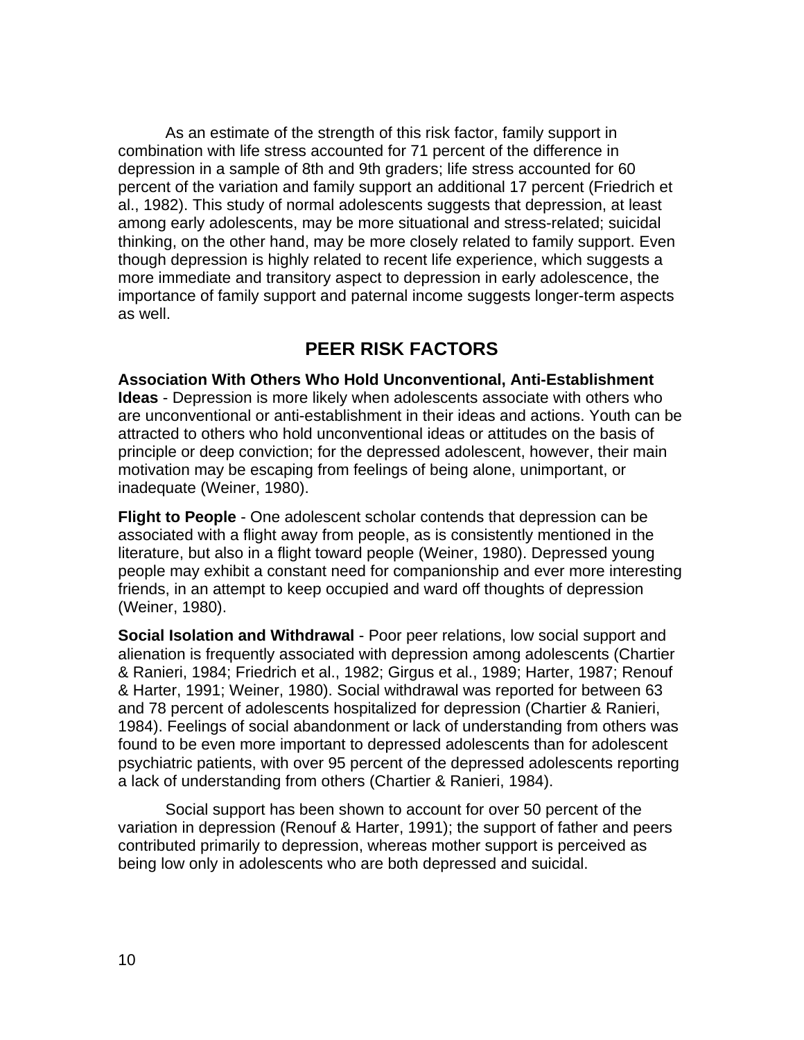As an estimate of the strength of this risk factor, family support in combination with life stress accounted for 71 percent of the difference in depression in a sample of 8th and 9th graders; life stress accounted for 60 percent of the variation and family support an additional 17 percent (Friedrich et al., 1982). This study of normal adolescents suggests that depression, at least among early adolescents, may be more situational and stress-related; suicidal thinking, on the other hand, may be more closely related to family support. Even though depression is highly related to recent life experience, which suggests a more immediate and transitory aspect to depression in early adolescence, the importance of family support and paternal income suggests longer-term aspects as well.

## PEER RISK FACTORS

**Association With Others Who Hold Unconventional, Anti-Establishment Ideas** - Depression is more likely when adolescents associate with others who are unconventional or anti-establishment in their ideas and actions. Youth can be attracted to others who hold unconventional ideas or attitudes on the basis of principle or deep conviction; for the depressed adolescent, however, their main motivation may be escaping from feelings of being alone, unimportant, or inadequate (Weiner, 1980).

**Flight to People** - One adolescent scholar contends that depression can be associated with a flight away from people, as is consistently mentioned in the literature, but also in a flight toward people (Weiner, 1980). Depressed young people may exhibit a constant need for companionship and ever more interesting friends, in an attempt to keep occupied and ward off thoughts of depression (Weiner, 1980).

**Social Isolation and Withdrawal** - Poor peer relations, low social support and alienation is frequently associated with depression among adolescents (Chartier & Ranieri, 1984; Friedrich et al., 1982; Girgus et al., 1989; Harter, 1987; Renouf & Harter, 1991; Weiner, 1980). Social withdrawal was reported for between 63 and 78 percent of adolescents hospitalized for depression (Chartier & Ranieri, 1984). Feelings of social abandonment or lack of understanding from others was found to be even more important to depressed adolescents than for adolescent psychiatric patients, with over 95 percent of the depressed adolescents reporting a lack of understanding from others (Chartier & Ranieri, 1984).

Social support has been shown to account for over 50 percent of the variation in depression (Renouf & Harter, 1991); the support of father and peers contributed primarily to depression, whereas mother support is perceived as being low only in adolescents who are both depressed and suicidal.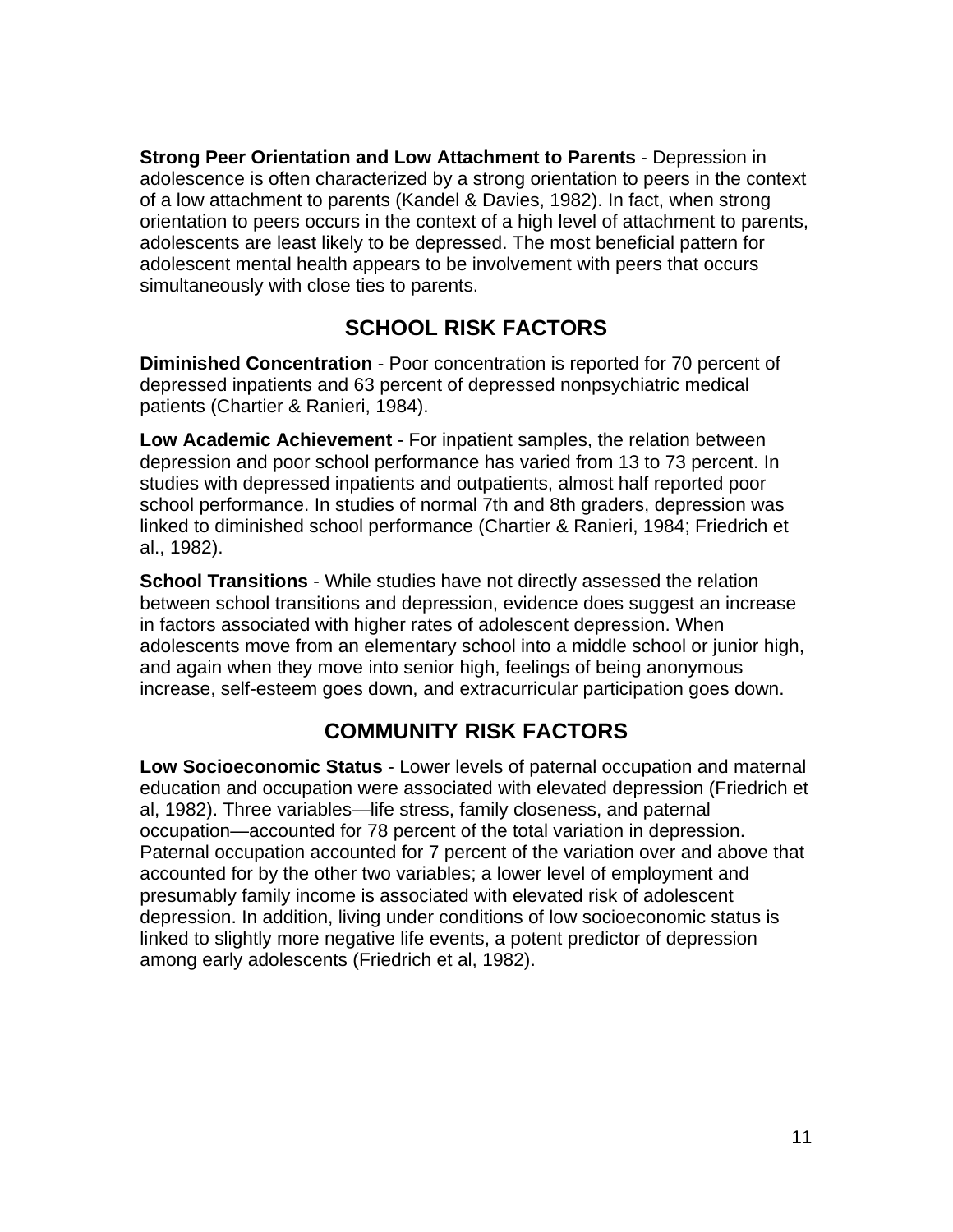**Strong Peer Orientation and Low Attachment to Parents** - Depression in adolescence is often characterized by a strong orientation to peers in the context of a low attachment to parents (Kandel & Davies, 1982). In fact, when strong orientation to peers occurs in the context of a high level of attachment to parents, adolescents are least likely to be depressed. The most beneficial pattern for adolescent mental health appears to be involvement with peers that occurs simultaneously with close ties to parents.

## SCHOOL RISK FACTORS

**Diminished Concentration** - Poor concentration is reported for 70 percent of depressed inpatients and 63 percent of depressed nonpsychiatric medical patients (Chartier & Ranieri, 1984).

**Low Academic Achievement** - For inpatient samples, the relation between depression and poor school performance has varied from 13 to 73 percent. In studies with depressed inpatients and outpatients, almost half reported poor school performance. In studies of normal 7th and 8th graders, depression was linked to diminished school performance (Chartier & Ranieri, 1984; Friedrich et al., 1982).

**School Transitions** - While studies have not directly assessed the relation between school transitions and depression, evidence does suggest an increase in factors associated with higher rates of adolescent depression. When adolescents move from an elementary school into a middle school or junior high, and again when they move into senior high, feelings of being anonymous increase, self-esteem goes down, and extracurricular participation goes down.

## COMMUNITY RISK FACTORS

**Low Socioeconomic Status** - Lower levels of paternal occupation and maternal education and occupation were associated with elevated depression (Friedrich et al, 1982). Three variables—life stress, family closeness, and paternal occupation—accounted for 78 percent of the total variation in depression. Paternal occupation accounted for 7 percent of the variation over and above that accounted for by the other two variables; a lower level of employment and presumably family income is associated with elevated risk of adolescent depression. In addition, living under conditions of low socioeconomic status is linked to slightly more negative life events, a potent predictor of depression among early adolescents (Friedrich et al, 1982).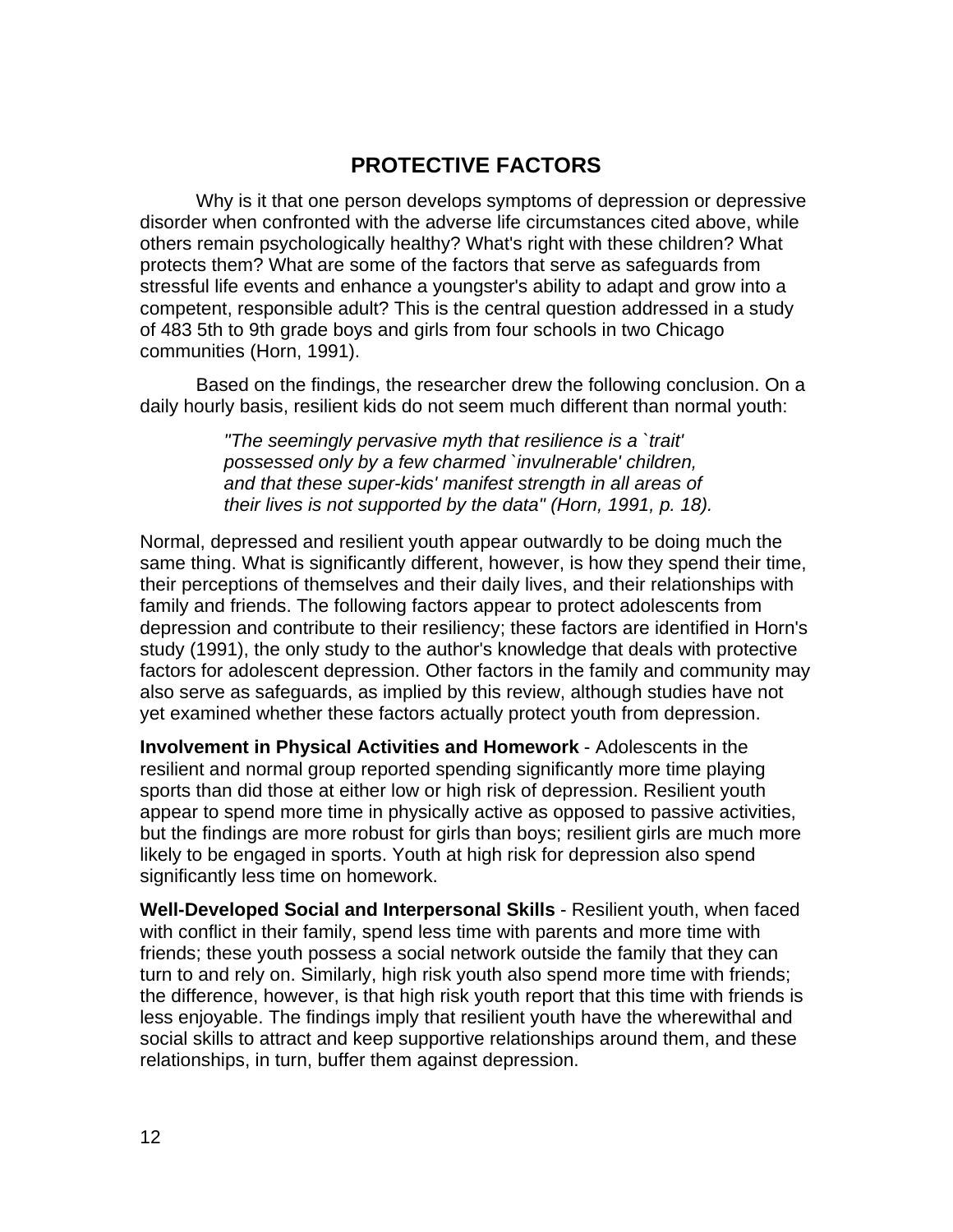## PROTECTIVE FACTORS

Why is it that one person develops symptoms of depression or depressive disorder when confronted with the adverse life circumstances cited above, while others remain psychologically healthy? What's right with these children? What protects them? What are some of the factors that serve as safeguards from stressful life events and enhance a youngster's ability to adapt and grow into a competent, responsible adult? This is the central question addressed in a study of 483 5th to 9th grade boys and girls from four schools in two Chicago communities (Horn, 1991).

Based on the findings, the researcher drew the following conclusion. On a daily hourly basis, resilient kids do not seem much different than normal youth:

> *"The seemingly pervasive myth that resilience is a `trait' possessed only by a few charmed `invulnerable' children, and that these super-kids' manifest strength in all areas of their lives is not supported by the data" (Horn, 1991, p. 18).*

Normal, depressed and resilient youth appear outwardly to be doing much the same thing. What is significantly different, however, is how they spend their time, their perceptions of themselves and their daily lives, and their relationships with family and friends. The following factors appear to protect adolescents from depression and contribute to their resiliency; these factors are identified in Horn's study (1991), the only study to the author's knowledge that deals with protective factors for adolescent depression. Other factors in the family and community may also serve as safeguards, as implied by this review, although studies have not yet examined whether these factors actually protect youth from depression.

**Involvement in Physical Activities and Homework** - Adolescents in the resilient and normal group reported spending significantly more time playing sports than did those at either low or high risk of depression. Resilient youth appear to spend more time in physically active as opposed to passive activities, but the findings are more robust for girls than boys; resilient girls are much more likely to be engaged in sports. Youth at high risk for depression also spend significantly less time on homework.

**Well-Developed Social and Interpersonal Skills** - Resilient youth, when faced with conflict in their family, spend less time with parents and more time with friends; these youth possess a social network outside the family that they can turn to and rely on. Similarly, high risk youth also spend more time with friends; the difference, however, is that high risk youth report that this time with friends is less enjoyable. The findings imply that resilient youth have the wherewithal and social skills to attract and keep supportive relationships around them, and these relationships, in turn, buffer them against depression.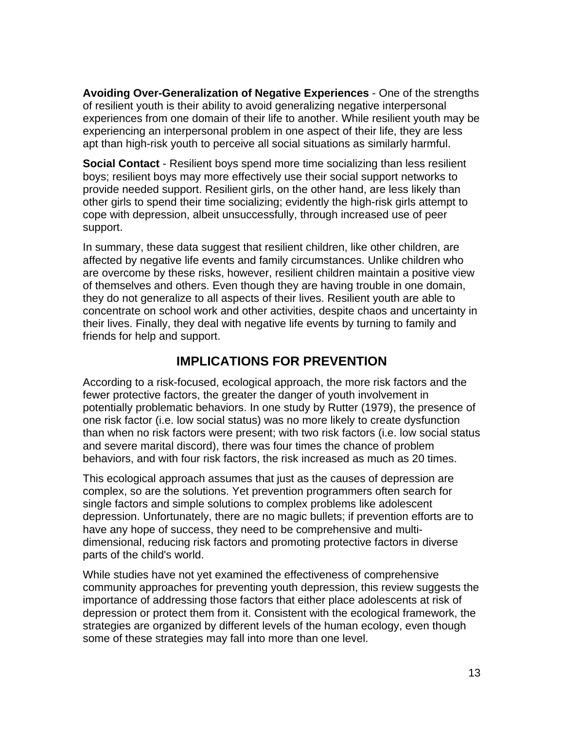**Avoiding Over-Generalization of Negative Experiences** - One of the strengths of resilient youth is their ability to avoid generalizing negative interpersonal experiences from one domain of their life to another. While resilient youth may be experiencing an interpersonal problem in one aspect of their life, they are less apt than high-risk youth to perceive all social situations as similarly harmful.

**Social Contact** - Resilient boys spend more time socializing than less resilient boys; resilient boys may more effectively use their social support networks to provide needed support. Resilient girls, on the other hand, are less likely than other girls to spend their time socializing; evidently the high-risk girls attempt to cope with depression, albeit unsuccessfully, through increased use of peer support.

In summary, these data suggest that resilient children, like other children, are affected by negative life events and family circumstances. Unlike children who are overcome by these risks, however, resilient children maintain a positive view of themselves and others. Even though they are having trouble in one domain, they do not generalize to all aspects of their lives. Resilient youth are able to concentrate on school work and other activities, despite chaos and uncertainty in their lives. Finally, they deal with negative life events by turning to family and friends for help and support.

## IMPLICATIONS FOR PREVENTION

According to a risk-focused, ecological approach, the more risk factors and the fewer protective factors, the greater the danger of youth involvement in potentially problematic behaviors. In one study by Rutter (1979), the presence of one risk factor (i.e. low social status) was no more likely to create dysfunction than when no risk factors were present; with two risk factors (i.e. low social status and severe marital discord), there was four times the chance of problem behaviors, and with four risk factors, the risk increased as much as 20 times.

This ecological approach assumes that just as the causes of depression are complex, so are the solutions. Yet prevention programmers often search for single factors and simple solutions to complex problems like adolescent depression. Unfortunately, there are no magic bullets; if prevention efforts are to have any hope of success, they need to be comprehensive and multi-dimensional, reducing risk factors and promoting protective factors in diverse parts of the child's world.

While studies have not yet examined the effectiveness of comprehensive community approaches for preventing youth depression, this review suggests the importance of addressing those factors that either place adolescents at risk of depression or protect them from it. Consistent with the ecological framework, the strategies are organized by different levels of the human ecology, even though some of these strategies may fall into more than one level.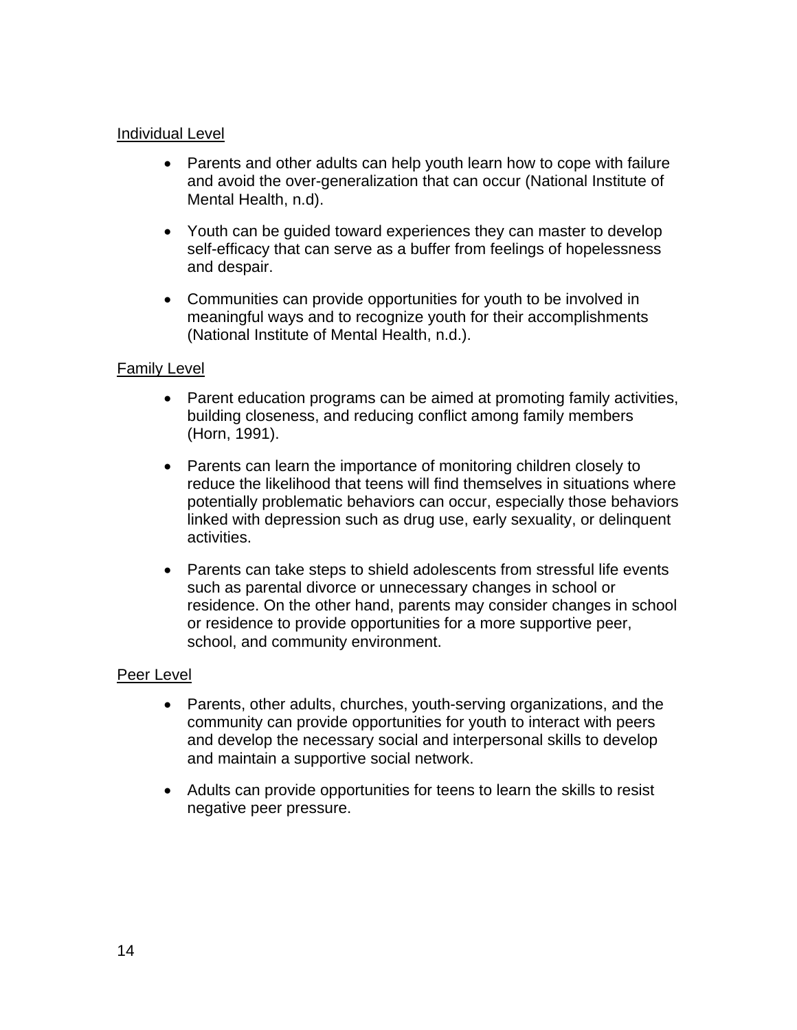Individual Level

- Parents and other adults can help youth learn how to cope with failure and avoid the over-generalization that can occur (National Institute of Mental Health, n.d).

- Youth can be guided toward experiences they can master to develop self-efficacy that can serve as a buffer from feelings of hopelessness and despair.

- Communities can provide opportunities for youth to be involved in meaningful ways and to recognize youth for their accomplishments (National Institute of Mental Health, n.d.).

Family Level

- Parent education programs can be aimed at promoting family activities, building closeness, and reducing conflict among family members (Horn, 1991).

- Parents can learn the importance of monitoring children closely to reduce the likelihood that teens will find themselves in situations where potentially problematic behaviors can occur, especially those behaviors linked with depression such as drug use, early sexuality, or delinquent activities.

- Parents can take steps to shield adolescents from stressful life events such as parental divorce or unnecessary changes in school or residence. On the other hand, parents may consider changes in school or residence to provide opportunities for a more supportive peer, school, and community environment.

Peer Level

- Parents, other adults, churches, youth-serving organizations, and the community can provide opportunities for youth to interact with peers and develop the necessary social and interpersonal skills to develop and maintain a supportive social network.

- Adults can provide opportunities for teens to learn the skills to resist negative peer pressure.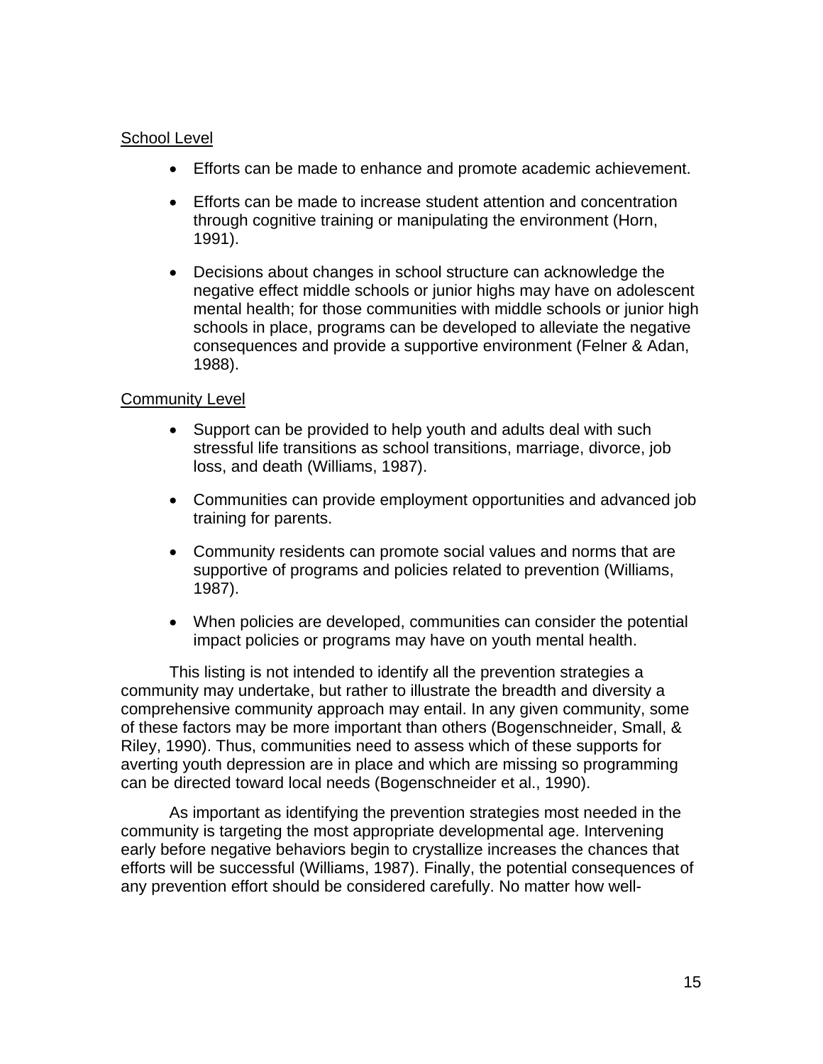School Level

- Efforts can be made to enhance and promote academic achievement.

- Efforts can be made to increase student attention and concentration through cognitive training or manipulating the environment (Horn, 1991).

- Decisions about changes in school structure can acknowledge the negative effect middle schools or junior highs may have on adolescent mental health; for those communities with middle schools or junior high schools in place, programs can be developed to alleviate the negative consequences and provide a supportive environment (Felner & Adan, 1988).

Community Level

- Support can be provided to help youth and adults deal with such stressful life transitions as school transitions, marriage, divorce, job loss, and death (Williams, 1987).

- Communities can provide employment opportunities and advanced job training for parents.

- Community residents can promote social values and norms that are supportive of programs and policies related to prevention (Williams, 1987).

- When policies are developed, communities can consider the potential impact policies or programs may have on youth mental health.

This listing is not intended to identify all the prevention strategies a community may undertake, but rather to illustrate the breadth and diversity a comprehensive community approach may entail. In any given community, some of these factors may be more important than others (Bogenschneider, Small, & Riley, 1990). Thus, communities need to assess which of these supports for averting youth depression are in place and which are missing so programming can be directed toward local needs (Bogenschneider et al., 1990).

As important as identifying the prevention strategies most needed in the community is targeting the most appropriate developmental age. Intervening early before negative behaviors begin to crystallize increases the chances that efforts will be successful (Williams, 1987). Finally, the potential consequences of any prevention effort should be considered carefully. No matter how well-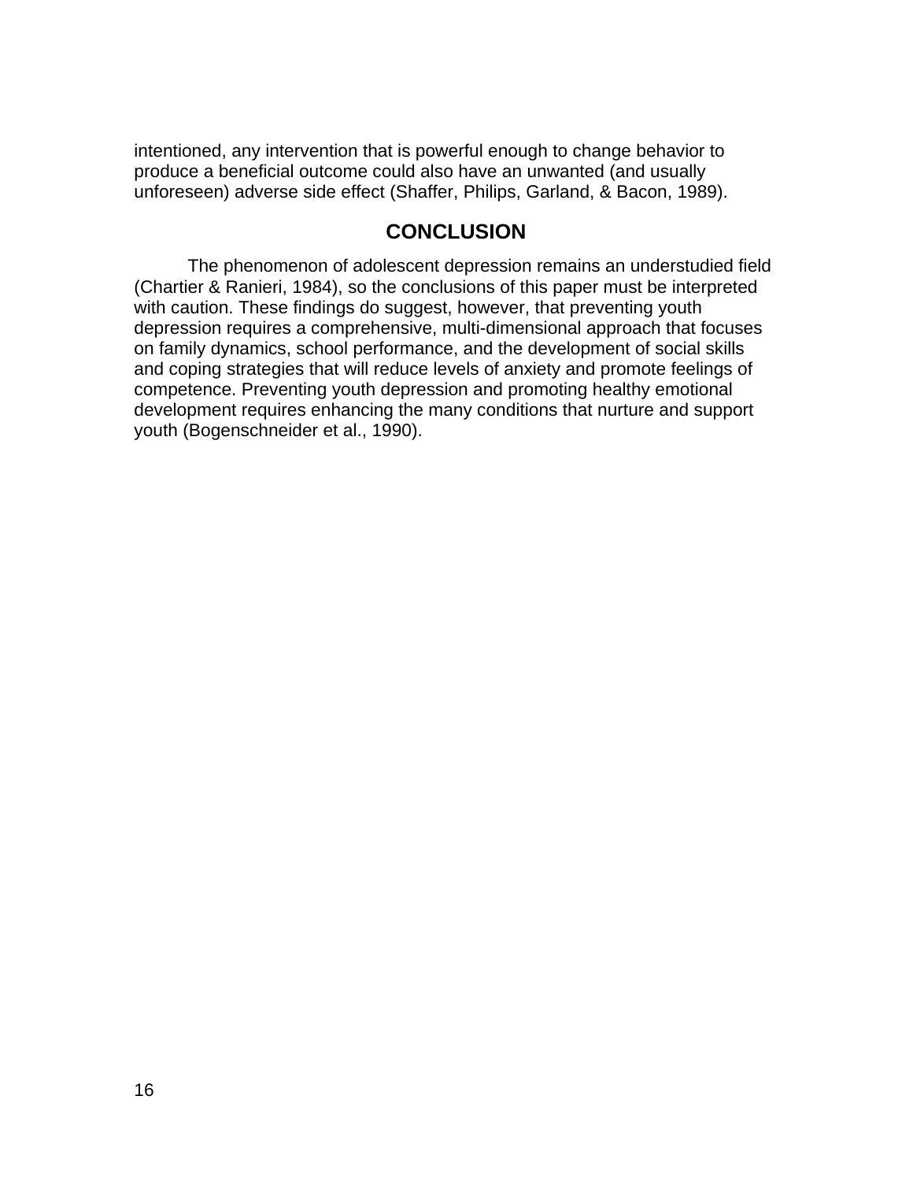intentioned, any intervention that is powerful enough to change behavior to produce a beneficial outcome could also have an unwanted (and usually unforeseen) adverse side effect (Shaffer, Philips, Garland, & Bacon, 1989).

## CONCLUSION

The phenomenon of adolescent depression remains an understudied field (Chartier & Ranieri, 1984), so the conclusions of this paper must be interpreted with caution. These findings do suggest, however, that preventing youth depression requires a comprehensive, multi-dimensional approach that focuses on family dynamics, school performance, and the development of social skills and coping strategies that will reduce levels of anxiety and promote feelings of competence. Preventing youth depression and promoting healthy emotional development requires enhancing the many conditions that nurture and support youth (Bogenschneider et al., 1990).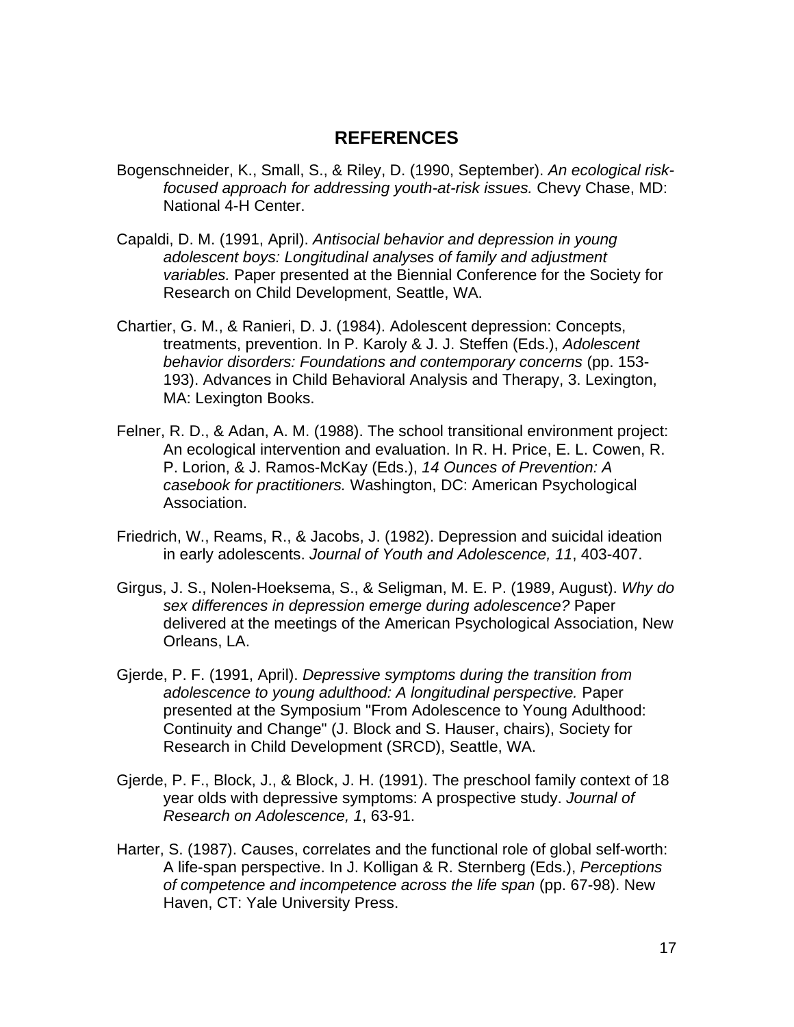## REFERENCES

Bogenschneider, K., Small, S., & Riley, D. (1990, September). *An ecological risk-focused approach for addressing youth-at-risk issues.* Chevy Chase, MD: National 4-H Center.

Capaldi, D. M. (1991, April). *Antisocial behavior and depression in young adolescent boys: Longitudinal analyses of family and adjustment variables.* Paper presented at the Biennial Conference for the Society for Research on Child Development, Seattle, WA.

Chartier, G. M., & Ranieri, D. J. (1984). Adolescent depression: Concepts, treatments, prevention. In P. Karoly & J. J. Steffen (Eds.), *Adolescent behavior disorders: Foundations and contemporary concerns* (pp. 153-193). Advances in Child Behavioral Analysis and Therapy, 3. Lexington, MA: Lexington Books.

Felner, R. D., & Adan, A. M. (1988). The school transitional environment project: An ecological intervention and evaluation. In R. H. Price, E. L. Cowen, R. P. Lorion, & J. Ramos-McKay (Eds.), *14 Ounces of Prevention: A casebook for practitioners.* Washington, DC: American Psychological Association.

Friedrich, W., Reams, R., & Jacobs, J. (1982). Depression and suicidal ideation in early adolescents. *Journal of Youth and Adolescence, 11*, 403-407.

Girgus, J. S., Nolen-Hoeksema, S., & Seligman, M. E. P. (1989, August). *Why do sex differences in depression emerge during adolescence?* Paper delivered at the meetings of the American Psychological Association, New Orleans, LA.

Gjerde, P. F. (1991, April). *Depressive symptoms during the transition from adolescence to youngs adulthood: A longitudinal perspective.* Paper presented at the Symposium "From Adolescence to Young Adulthood: Continuity and Change" (J. Block and S. Hauser, chairs), Society for Research in Child Development (SRCD), Seattle, WA.

Gjerde, P. F., Block, J., & Block, J. H. (1991). The preschool family context of 18 year olds with depressive symptoms: A prospective study. *Journal of Research on Adolescence, 1*, 63-91.

Harter, S. (1987). Causes, correlates and the functional role of global self-worth: A life-span perspective. In J. Kolligan & R. Sternberg (Eds.), *Perceptions of competence and incompetence across the life span* (pp. 67-98). New Haven, CT: Yale University Press.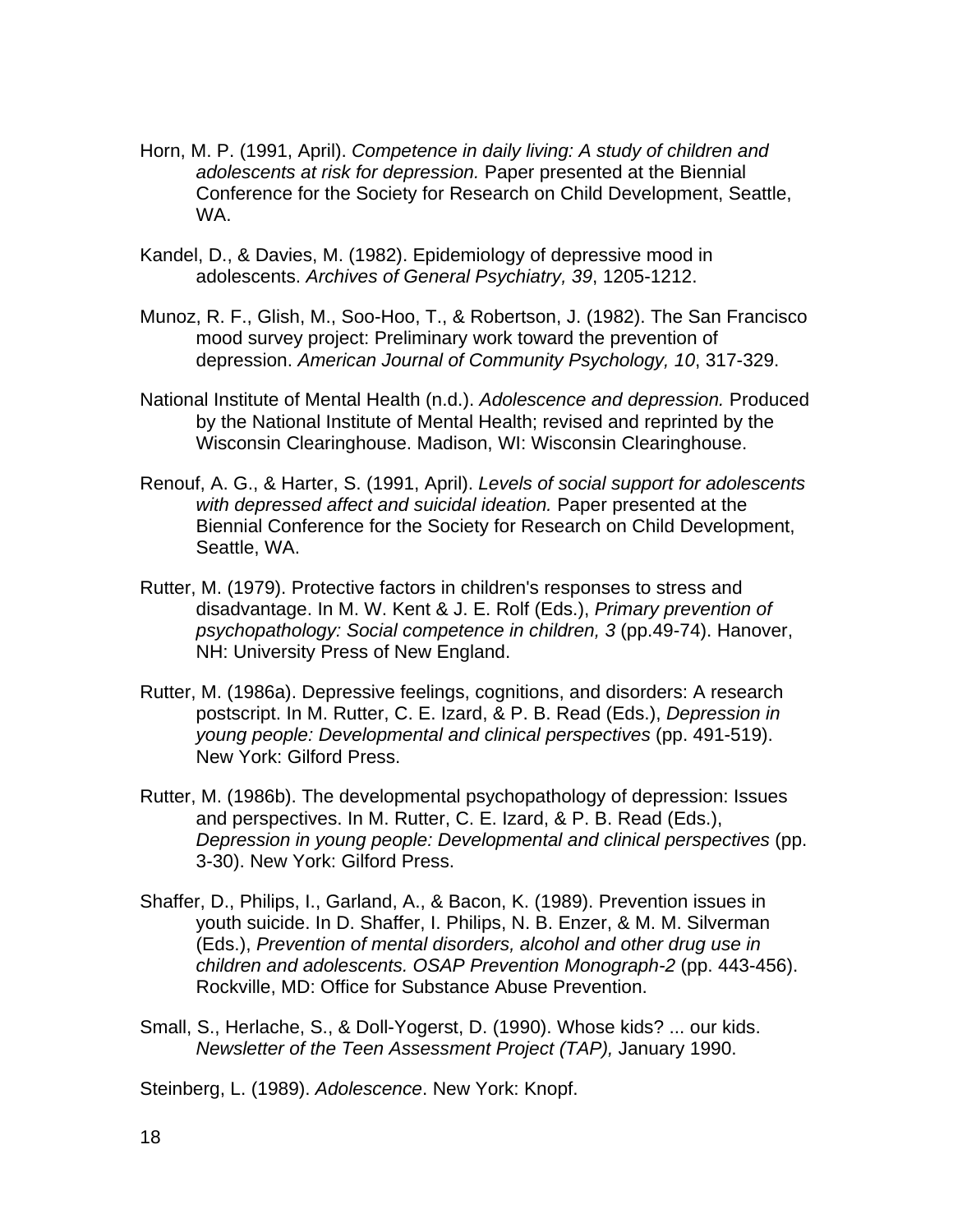Horn, M. P. (1991, April). *Competence in daily living: A study of children and adolescents at risk for depression.* Paper presented at the Biennial Conference for the Society for Research on Child Development, Seattle, WA.

Kandel, D., & Davies, M. (1982). Epidemiology of depressive mood in adolescents. *Archives of General Psychiatry, 39*, 1205-1212.

Munoz, R. F., Glish, M., Soo-Hoo, T., & Robertson, J. (1982). The San Francisco mood survey project: Preliminary work toward the prevention of depression. *American Journal of Community Psychology, 10*, 317-329.

National Institute of Mental Health (n.d.). *Adolescence and depression.* Produced by the National Institute of Mental Health; revised and reprinted by the Wisconsin Clearinghouse. Madison, WI: Wisconsin Clearinghouse.

Renouf, A. G., & Harter, S. (1991, April). *Levels of social support for adolescents with depressed affect and suicidal ideation.* Paper presented at the Biennial Conference for the Society for Research on Child Development, Seattle, WA.

Rutter, M. (1979). Protective factors in children's responses to stress and disadvantage. In M. W. Kent & J. E. Rolf (Eds.), *Primary prevention of psychopathology: Social competence in children, 3* (pp.49-74). Hanover, NH: University Press of New England.

Rutter, M. (1986a). Depressive feelings, cognitions, and disorders: A research postscript. In M. Rutter, C. E. Izard, & P. B. Read (Eds.), *Depression in young people: Developmental and clinical perspectives* (pp. 491-519). New York: Gilford Press.

Rutter, M. (1986b). The developmental psychopathology of depression: Issues and perspectives. In M. Rutter, C. E. Izard, & P. B. Read (Eds.), *Depression in young people: Developmental and clinical perspectives* (pp. 3-30). New York: Gilford Press.

Shaffer, D., Philips, I., Garland, A., & Bacon, K. (1989). Prevention issues in youth suicide. In D. Shaffer, I. Philips, N. B. Enzer, & M. M. Silverman (Eds.), *Prevention of mental disorders, alcohol and other drug use in children and adolescents. OSAP Prevention Monograph-2* (pp. 443-456). Rockville, MD: Office for Substance Abuse Prevention.

Small, S., Herlache, S., & Doll-Yogerst, D. (1990). Whose kids? ... our kids. *Newsletter of the Teen Assessment Project (TAP),* January 1990.

Steinberg, L. (1989). *Adolescence*. New York: Knopf.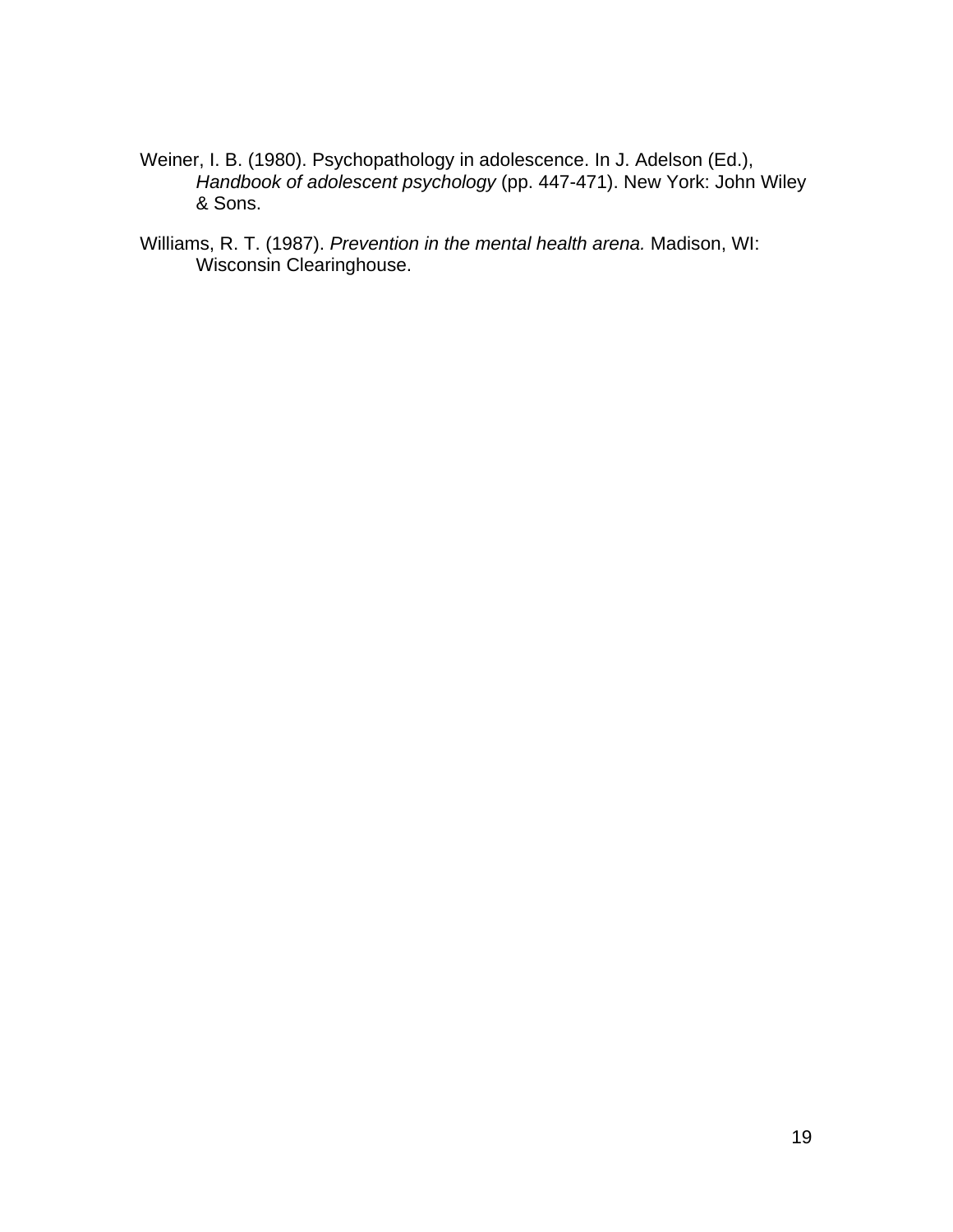Weiner, I. B. (1980). Psychopathology in adolescence. In J. Adelson (Ed.), *Handbook of adolescent psychology* (pp. 447-471). New York: John Wiley & Sons.

Williams, R. T. (1987). *Prevention in the mental health arena.* Madison, WI: Wisconsin Clearinghouse.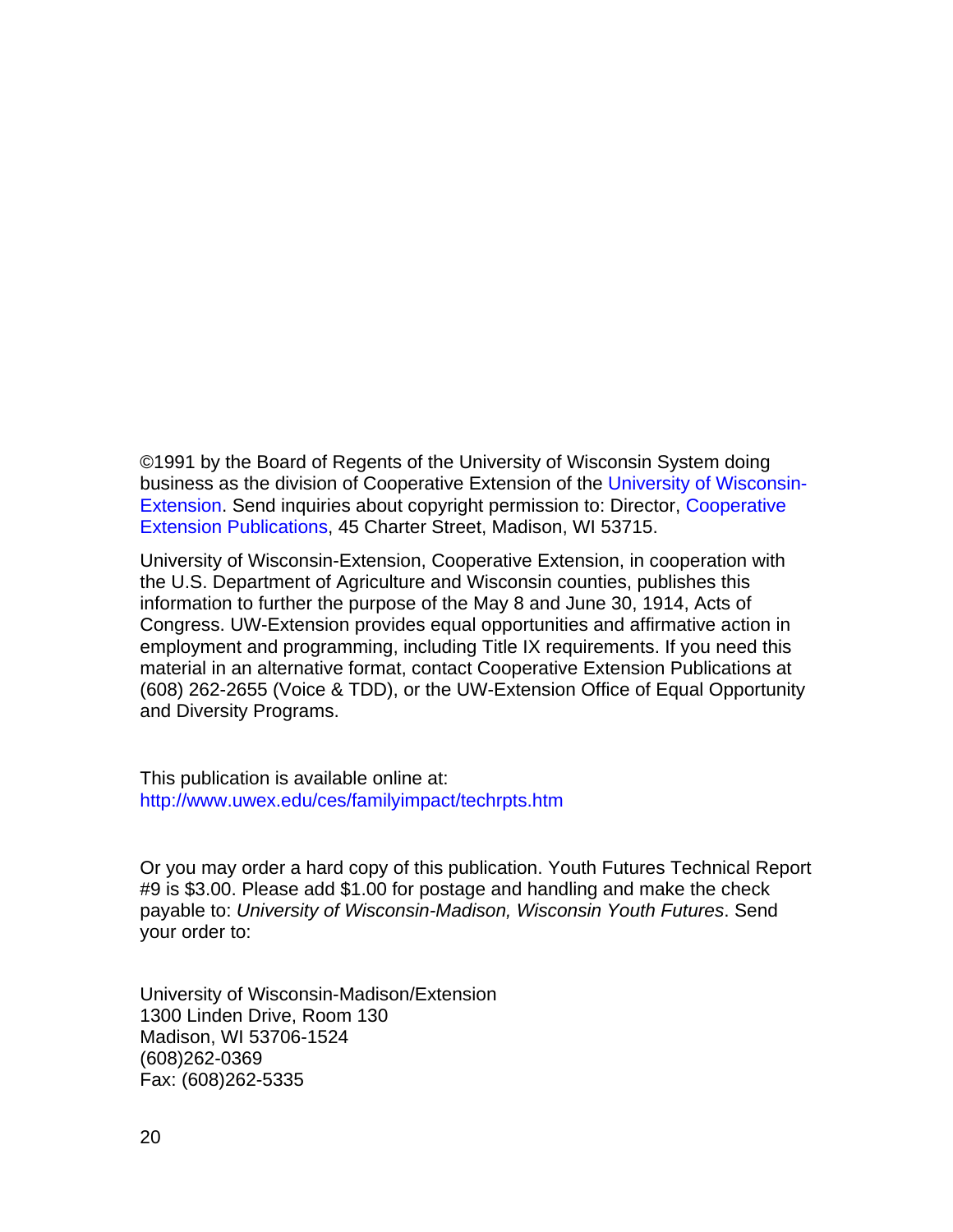©1991 by the Board of Regents of the University of Wisconsin System doing business as the division of Cooperative Extension of the University of Wisconsin-Extension. Send inquiries about copyright permission to: Director, Cooperative Extension Publications, 45 Charter Street, Madison, WI 53715.

University of Wisconsin-Extension, Cooperative Extension, in cooperation with the U.S. Department of Agriculture and Wisconsin counties, publishes this information to further the purpose of the May 8 and June 30, 1914, Acts of Congress. UW-Extension provides equal opportunities and affirmative action in employment and programming, including Title IX requirements. If you need this material in an alternative format, contact Cooperative Extension Publications at (608) 262-2655 (Voice & TDD), or the UW-Extension Office of Equal Opportunity and Diversity Programs.

This publication is available online at:
http://www.uwex.edu/ces/familyimpact/techrpts.htm

Or you may order a hard copy of this publication. Youth Futures Technical Report #9 is $3.00. Please add $1.00 for postage and handling and make the check payable to: *University of Wisconsin-Madison, Wisconsin Youth Futures*. Send your order to:

University of Wisconsin-Madison/Extension
1300 Linden Drive, Room 130
Madison, WI 53706-1524
(608)262-0369
Fax: (608)262-5335